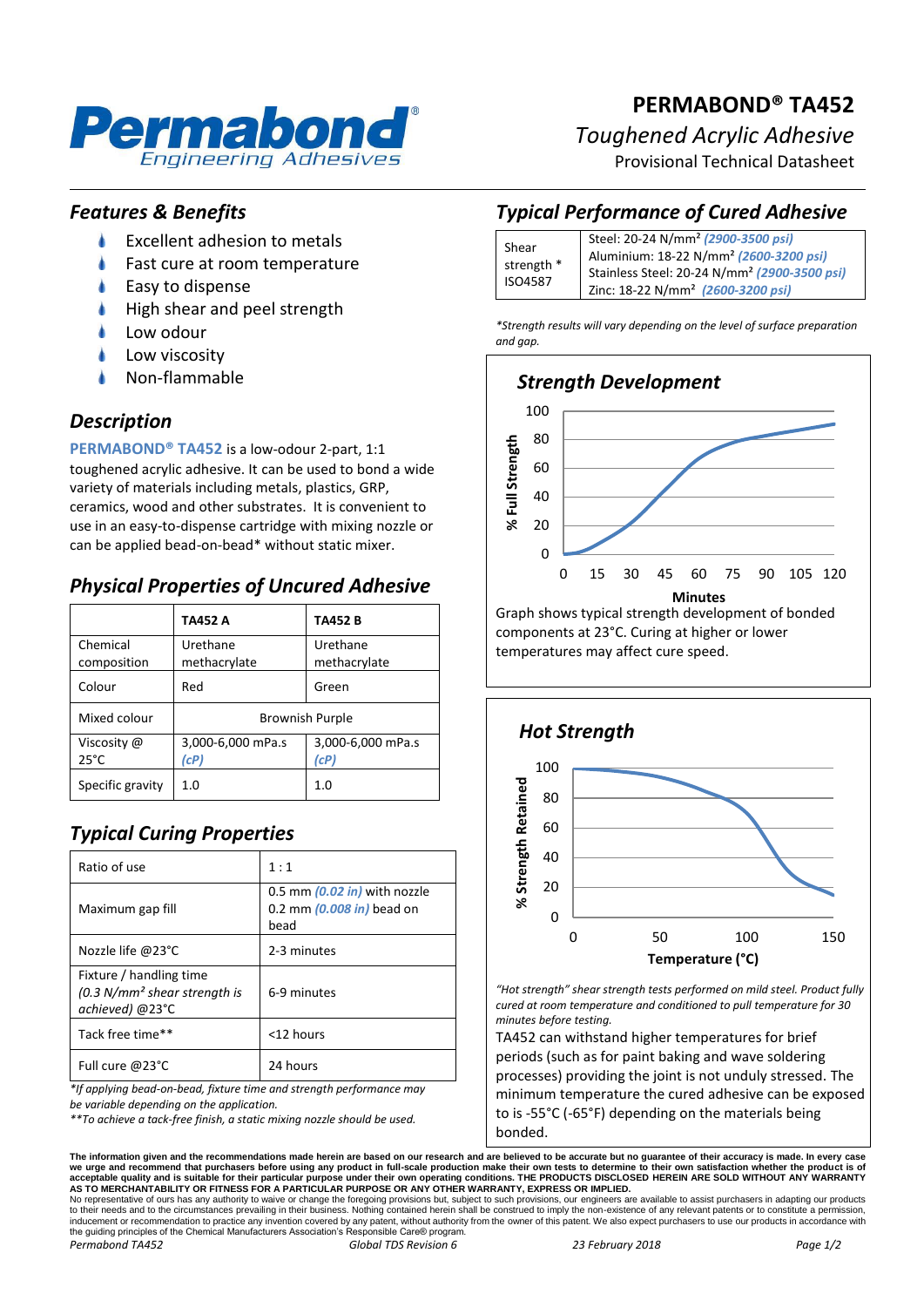# PERMABOND® TA452

*Toughened Acrylic Adhesive*

Provisional Technical Datasheet

## *Features & Benefits*

- Excellent adhesion to metals
- Fast cure at room temperature
- Easy to dispense
- High shear and peel strength
- Low odour
- Low viscosity
- Non-flammable

## *Description*

**PERMABOND® TA452** is a low-odour 2-part, 1:1 toughened acrylic adhesive. It can be used to bond a wide variety of materials including metals, plastics, GRP, ceramics, wood and other substrates. It is convenient to use in an easy-to-dispense cartridge with mixing nozzle or can be applied bead-on-bead* without static mixer.

## *Physical Properties of Uncured Adhesive*

| | TA452 A | TA452 B |
|---|---|---|
| Chemical composition | Urethane methacrylate | Urethane methacrylate |
| Colour | Red | Green |
| Mixed colour | Brownish Purple | |
| Viscosity @ 25°C | 3,000-6,000 mPa.s *(cP)* | 3,000-6,000 mPa.s *(cP)* |
| Specific gravity | 1.0 | 1.0 |

## *Typical Curing Properties*

| | |
|---|---|
| Ratio of use | 1 : 1 |
| Maximum gap fill | 0.5 mm *(0.02 in)* with nozzle 0.2 mm *(0.008 in)* bead on bead |
| Nozzle life @23°C | 2-3 minutes |
| Fixture / handling time *(0.3 N/mm² shear strength is achieved)* @23°C | 6-9 minutes |
| Tack free time** | <12 hours |
| Full cure @23°C | 24 hours |

*\*If applying bead-on-bead, fixture time and strength performance may be variable depending on the application.*

*\*\*To achieve a tack-free finish, a static mixing nozzle should be used.*

## *Typical Performance of Cured Adhesive*

| | |
|---|---|
| Shear strength * ISO4587 | Steel: 20-24 N/mm² *(2900-3500 psi)*<br>Aluminium: 18-22 N/mm² *(2600-3200 psi)*<br>Stainless Steel: 20-24 N/mm² *(2900-3500 psi)*<br>Zinc: 18-22 N/mm² *(2600-3200 psi)* |

*\*Strength results will vary depending on the level of surface preparation and gap.*

### *Strength Development*

Graph shows typical strength development of bonded components at 23°C. Curing at higher or lower temperatures may affect cure speed.

### *Hot Strength*

*"Hot strength" shear strength tests performed on mild steel. Product fully cured at room temperature and conditioned to pull temperature for 30 minutes before testing.*

TA452 can withstand higher temperatures for brief periods (such as for paint baking and wave soldering processes) providing the joint is not unduly stressed. The minimum temperature the cured adhesive can be exposed to is -55°C (-65°F) depending on the materials being bonded.

**The information given and the recommendations made herein are based on our research and are believed to be accurate but no guarantee of their accuracy is made. In every case we urge and recommend that purchasers before using any product in full-scale production make their own tests to determine to their own satisfaction whether the product is of acceptable quality and is suitable for their particular purpose under their own operating conditions. THE PRODUCTS DISCLOSED HEREIN ARE SOLD WITHOUT ANY WARRANTY AS TO MERCHANTABILITY OR FITNESS FOR A PARTICULAR PURPOSE OR ANY OTHER WARRANTY, EXPRESS OR IMPLIED.**

No representative of ours has any authority to waive or change the foregoing provisions but, subject to such provisions, our engineers are available to assist purchasers in adapting our products to their needs and to the circumstances prevailing in their business. Nothing contained herein shall be construed to imply the non-existence of any relevant patents or to constitute a permission, inducement or recommendation to practice any invention covered by any patent, without authority from the owner of this patent. We also expect purchasers to use our products in accordance with the guiding principles of the Chemical Manufacturers Association's Responsible Care® program.

*Permabond TA452* *Global TDS Revision 6* *23 February 2018*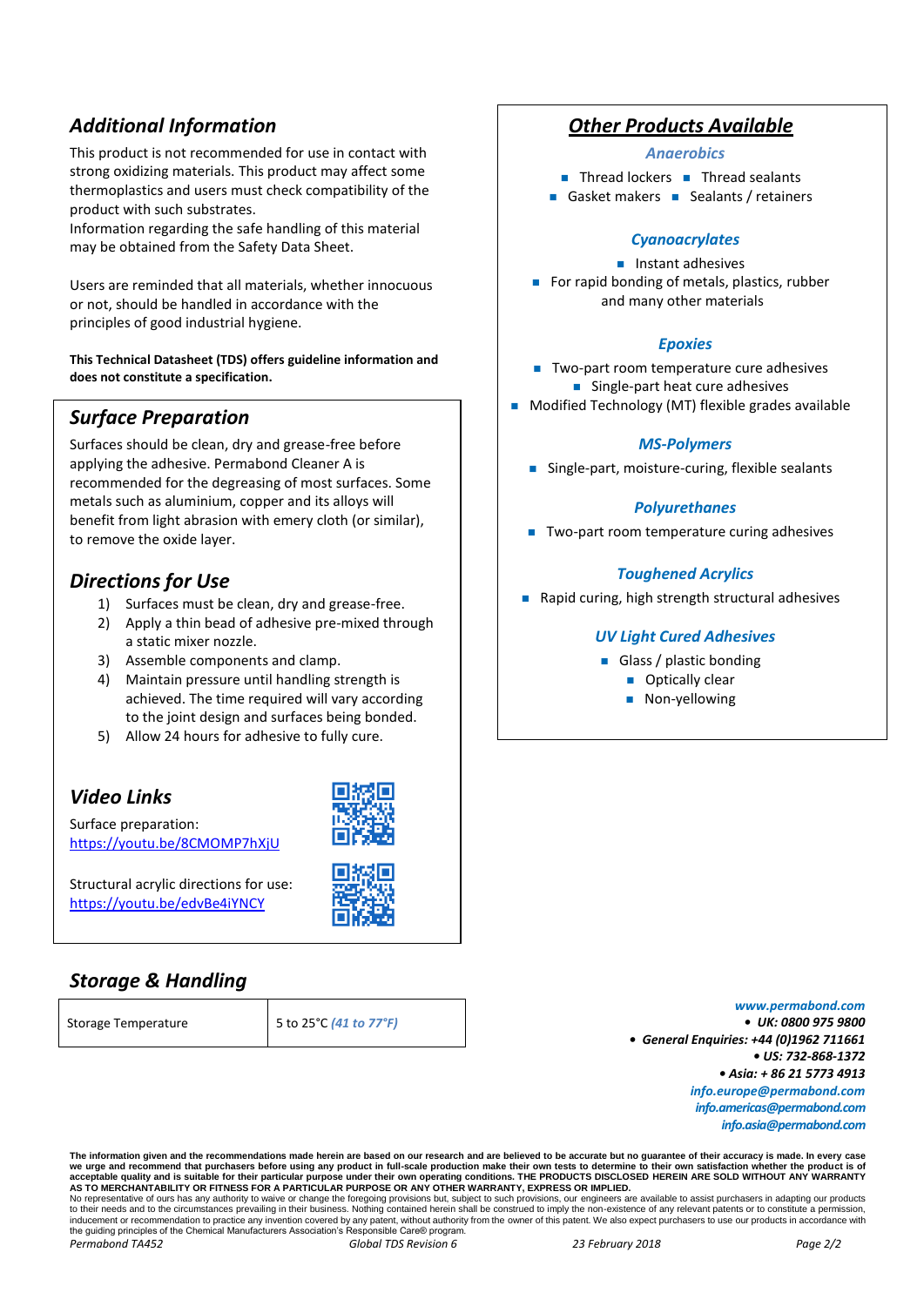## *Additional Information*

This product is not recommended for use in contact with strong oxidizing materials. This product may affect some thermoplastics and users must check compatibility of the product with such substrates.
Information regarding the safe handling of this material may be obtained from the Safety Data Sheet.

Users are reminded that all materials, whether innocuous or not, should be handled in accordance with the principles of good industrial hygiene.

**This Technical Datasheet (TDS) offers guideline information and does not constitute a specification.**

## *Surface Preparation*

Surfaces should be clean, dry and grease-free before applying the adhesive. Permabond Cleaner A is recommended for the degreasing of most surfaces. Some metals such as aluminium, copper and its alloys will benefit from light abrasion with emery cloth (or similar), to remove the oxide layer.

## *Directions for Use*

1) Surfaces must be clean, dry and grease-free.
2) Apply a thin bead of adhesive pre-mixed through a static mixer nozzle.
3) Assemble components and clamp.
4) Maintain pressure until handling strength is achieved. The time required will vary according to the joint design and surfaces being bonded.
5) Allow 24 hours for adhesive to fully cure.

## *Video Links*

Surface preparation:
https://youtu.be/8CMOMP7hXjU

Structural acrylic directions for use:
https://youtu.be/edvBe4iYNCY

## *Storage & Handling*

| | |
|---|---|
| Storage Temperature | 5 to 25°C *(41 to 77°F)* |

## *Other Products Available*

### *Anaerobics*

- Thread lockers
- Thread sealants
- Gasket makers
- Sealants / retainers

### *Cyanoacrylates*

- Instant adhesives
- For rapid bonding of metals, plastics, rubber and many other materials

### *Epoxies*

- Two-part room temperature cure adhesives
- Single-part heat cure adhesives
- Modified Technology (MT) flexible grades available

### *MS-Polymers*

- Single-part, moisture-curing, flexible sealants

### *Polyurethanes*

- Two-part room temperature curing adhesives

### *Toughened Acrylics*

- Rapid curing, high strength structural adhesives

### *UV Light Cured Adhesives*

- Glass / plastic bonding
- Optically clear
- Non-yellowing

*www.permabond.com*
*• UK: 0800 975 9800*
*• General Enquiries: +44 (0)1962 711661*
*• US: 732-868-1372*
*• Asia: + 86 21 5773 4913*
*info.europe@permabond.com*
*info.americas@permabond.com*
*info.asia@permabond.com*

**The information given and the recommendations made herein are based on our research and are believed to be accurate but no guarantee of their accuracy is made. In every case we urge and recommend that purchasers before using any product in full-scale production make their own tests to determine to their own satisfaction whether the product is of acceptable quality and is suitable for their particular purpose under their own operating conditions. THE PRODUCTS DISCLOSED HEREIN ARE SOLD WITHOUT ANY WARRANTY AS TO MERCHANTABILITY OR FITNESS FOR A PARTICULAR PURPOSE OR ANY OTHER WARRANTY, EXPRESS OR IMPLIED.**
No representative of ours has any authority to waive or change the foregoing provisions but, subject to such provisions, our engineers are available to assist purchasers in adapting our products to their needs and to the circumstances prevailing in their business. Nothing contained herein shall be construed to imply the non-existence of any relevant patents or to constitute a permission, inducement or recommendation to practice any invention covered by any patent, without authority from the owner of this patent. We also expect purchasers to use our products in accordance with the guiding principles of the Chemical Manufacturers Association's Responsible Care® program.

*Permabond TA452* *Global TDS Revision 6* *23 February 2018*